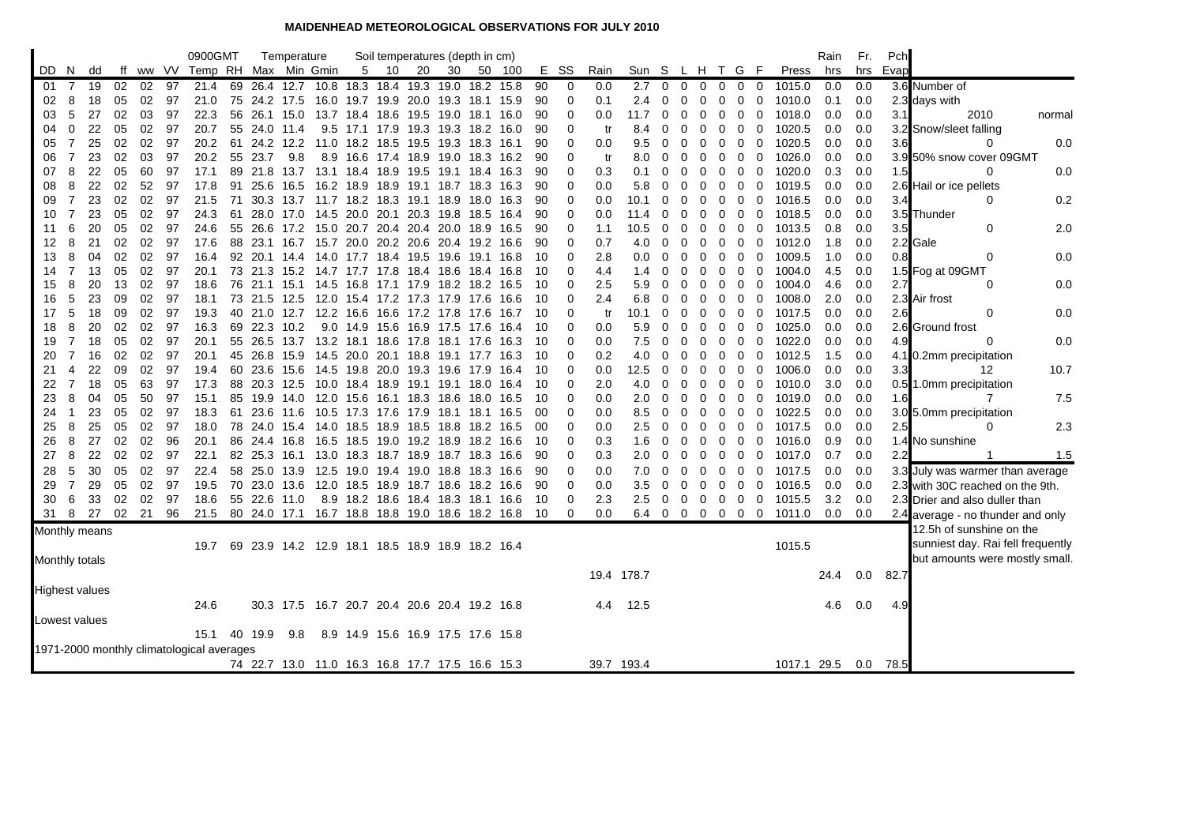# MAIDENHEAD METEOROLOGICAL OBSERVATIONS FOR JULY 2010

| DD | N | dd | ff | ww | VV | 0900GMT Temp | RH | Temperature Max | Min | Gmin | Soil temperatures (depth in cm) 5 | 10 | 20 | 30 | 50 | 100 | E | SS | Rain | Sun | S | L | H | T | G | F | Press | Rain hrs | Fr. hrs | Pch Evap |
|---|---|---|---|---|---|---|---|---|---|---|---|---|---|---|---|---|---|---|---|---|---|---|---|---|---|---|---|---|---|---|
| 01 | 7 | 19 | 02 | 02 | 97 | 21.4 | 69 | 26.4 | 12.7 | 10.8 | 18.3 | 18.4 | 19.3 | 19.0 | 18.2 | 15.8 | 90 | 0 | 0.0 | 2.7 | 0 | 0 | 0 | 0 | 0 | 0 | 1015.0 | 0.0 | 0.0 | 3.6 |
| 02 | 8 | 18 | 05 | 02 | 97 | 21.0 | 75 | 24.2 | 17.5 | 16.0 | 19.7 | 19.9 | 20.0 | 19.3 | 18.1 | 15.9 | 90 | 0 | 0.1 | 2.4 | 0 | 0 | 0 | 0 | 0 | 0 | 1010.0 | 0.1 | 0.0 | 2.3 |
| 03 | 5 | 27 | 02 | 03 | 97 | 22.3 | 56 | 26.1 | 15.0 | 13.7 | 18.4 | 18.6 | 19.5 | 19.0 | 18.1 | 16.0 | 90 | 0 | 0.0 | 11.7 | 0 | 0 | 0 | 0 | 0 | 0 | 1018.0 | 0.0 | 0.0 | 3.1 |
| 04 | 0 | 22 | 05 | 02 | 97 | 20.7 | 55 | 24.0 | 11.4 | 9.5 | 17.1 | 17.9 | 19.3 | 19.3 | 18.2 | 16.0 | 90 | 0 | tr | 8.4 | 0 | 0 | 0 | 0 | 0 | 0 | 1020.5 | 0.0 | 0.0 | 3.2 |
| 05 | 7 | 25 | 02 | 02 | 97 | 20.2 | 61 | 24.2 | 12.2 | 11.0 | 18.2 | 18.5 | 19.5 | 19.3 | 18.3 | 16.1 | 90 | 0 | 0.0 | 9.5 | 0 | 0 | 0 | 0 | 0 | 0 | 1020.5 | 0.0 | 0.0 | 3.6 |
| 06 | 7 | 23 | 02 | 03 | 97 | 20.2 | 55 | 23.7 | 9.8 | 8.9 | 16.6 | 17.4 | 18.9 | 19.0 | 18.3 | 16.2 | 90 | 0 | tr | 8.0 | 0 | 0 | 0 | 0 | 0 | 0 | 1026.0 | 0.0 | 0.0 | 3.9 |
| 07 | 8 | 22 | 05 | 60 | 97 | 17.1 | 89 | 21.8 | 13.7 | 13.1 | 18.4 | 18.9 | 19.5 | 19.1 | 18.4 | 16.3 | 90 | 0 | 0.3 | 0.1 | 0 | 0 | 0 | 0 | 0 | 0 | 1020.0 | 0.3 | 0.0 | 1.5 |
| 08 | 8 | 22 | 02 | 52 | 97 | 17.8 | 91 | 25.6 | 16.5 | 16.2 | 18.9 | 18.9 | 19.1 | 18.7 | 18.3 | 16.3 | 90 | 0 | 0.0 | 5.8 | 0 | 0 | 0 | 0 | 0 | 0 | 1019.5 | 0.0 | 0.0 | 2.6 |
| 09 | 7 | 23 | 02 | 02 | 97 | 21.5 | 71 | 30.3 | 13.7 | 11.7 | 18.2 | 18.3 | 19.1 | 18.9 | 18.0 | 16.3 | 90 | 0 | 0.0 | 10.1 | 0 | 0 | 0 | 0 | 0 | 0 | 1016.5 | 0.0 | 0.0 | 3.4 |
| 10 | 7 | 23 | 05 | 02 | 97 | 24.3 | 61 | 28.0 | 17.0 | 14.5 | 20.0 | 20.1 | 20.3 | 19.8 | 18.5 | 16.4 | 90 | 0 | 0.0 | 11.4 | 0 | 0 | 0 | 0 | 0 | 0 | 1018.5 | 0.0 | 0.0 | 3.5 |
| 11 | 6 | 20 | 05 | 02 | 97 | 24.6 | 55 | 26.6 | 17.2 | 15.0 | 20.7 | 20.4 | 20.4 | 20.0 | 18.9 | 16.5 | 90 | 0 | 1.1 | 10.5 | 0 | 0 | 0 | 0 | 0 | 0 | 1013.5 | 0.8 | 0.0 | 3.5 |
| 12 | 8 | 21 | 02 | 02 | 97 | 17.6 | 88 | 23.1 | 16.7 | 15.7 | 20.0 | 20.2 | 20.6 | 20.4 | 19.2 | 16.6 | 90 | 0 | 0.7 | 4.0 | 0 | 0 | 0 | 0 | 0 | 0 | 1012.0 | 1.8 | 0.0 | 2.2 |
| 13 | 8 | 04 | 02 | 02 | 97 | 16.4 | 92 | 20.1 | 14.4 | 14.0 | 17.7 | 18.4 | 19.5 | 19.6 | 19.1 | 16.8 | 10 | 0 | 2.8 | 0.0 | 0 | 0 | 0 | 0 | 0 | 0 | 1009.5 | 1.0 | 0.0 | 0.8 |
| 14 | 7 | 13 | 05 | 02 | 97 | 20.1 | 73 | 21.3 | 15.2 | 14.7 | 17.7 | 17.8 | 18.4 | 18.6 | 18.4 | 16.8 | 10 | 0 | 4.4 | 1.4 | 0 | 0 | 0 | 0 | 0 | 0 | 1004.0 | 4.5 | 0.0 | 1.5 |
| 15 | 8 | 20 | 13 | 02 | 97 | 18.6 | 76 | 21.1 | 15.1 | 14.5 | 16.8 | 17.1 | 17.9 | 18.2 | 18.2 | 16.5 | 10 | 0 | 2.5 | 5.9 | 0 | 0 | 0 | 0 | 0 | 0 | 1004.0 | 4.6 | 0.0 | 2.7 |
| 16 | 5 | 23 | 09 | 02 | 97 | 18.1 | 73 | 21.5 | 12.5 | 12.0 | 15.4 | 17.2 | 17.3 | 17.9 | 17.6 | 16.6 | 10 | 0 | 2.4 | 6.8 | 0 | 0 | 0 | 0 | 0 | 0 | 1008.0 | 2.0 | 0.0 | 2.3 |
| 17 | 5 | 18 | 09 | 02 | 97 | 19.3 | 40 | 21.0 | 12.7 | 12.2 | 16.6 | 16.6 | 17.2 | 17.8 | 17.6 | 16.7 | 10 | 0 | tr | 10.1 | 0 | 0 | 0 | 0 | 0 | 0 | 1017.5 | 0.0 | 0.0 | 2.6 |
| 18 | 8 | 20 | 02 | 02 | 97 | 16.3 | 69 | 22.3 | 10.2 | 9.0 | 14.9 | 15.6 | 16.9 | 17.5 | 17.6 | 16.4 | 10 | 0 | 0.0 | 5.9 | 0 | 0 | 0 | 0 | 0 | 0 | 1025.0 | 0.0 | 0.0 | 2.6 |
| 19 | 7 | 18 | 05 | 02 | 97 | 20.1 | 55 | 26.5 | 13.7 | 13.2 | 18.1 | 18.6 | 17.8 | 18.1 | 17.6 | 16.3 | 10 | 0 | 0.0 | 7.5 | 0 | 0 | 0 | 0 | 0 | 0 | 1022.0 | 0.0 | 0.0 | 4.9 |
| 20 | 7 | 16 | 02 | 02 | 97 | 20.1 | 45 | 26.8 | 15.9 | 14.5 | 20.0 | 20.1 | 18.8 | 19.1 | 17.7 | 16.3 | 10 | 0 | 0.2 | 4.0 | 0 | 0 | 0 | 0 | 0 | 0 | 1012.5 | 1.5 | 0.0 | 4.1 |
| 21 | 4 | 22 | 09 | 02 | 97 | 19.4 | 60 | 23.6 | 15.6 | 14.5 | 19.8 | 20.0 | 19.3 | 19.6 | 17.9 | 16.4 | 10 | 0 | 0.0 | 12.5 | 0 | 0 | 0 | 0 | 0 | 0 | 1006.0 | 0.0 | 0.0 | 3.3 |
| 22 | 7 | 18 | 05 | 63 | 97 | 17.3 | 88 | 20.3 | 12.5 | 10.0 | 18.4 | 18.9 | 19.1 | 19.1 | 18.0 | 16.4 | 10 | 0 | 2.0 | 4.0 | 0 | 0 | 0 | 0 | 0 | 0 | 1010.0 | 3.0 | 0.0 | 0.5 |
| 23 | 8 | 04 | 05 | 50 | 97 | 15.1 | 85 | 19.9 | 14.0 | 12.0 | 15.6 | 16.1 | 18.3 | 18.6 | 18.0 | 16.5 | 10 | 0 | 0.0 | 2.0 | 0 | 0 | 0 | 0 | 0 | 0 | 1019.0 | 0.0 | 0.0 | 1.6 |
| 24 | 1 | 23 | 05 | 02 | 97 | 18.3 | 61 | 23.6 | 11.6 | 10.5 | 17.3 | 17.6 | 17.9 | 18.1 | 18.1 | 16.5 | 00 | 0 | 0.0 | 8.5 | 0 | 0 | 0 | 0 | 0 | 0 | 1022.5 | 0.0 | 0.0 | 3.0 |
| 25 | 8 | 25 | 05 | 02 | 97 | 18.0 | 78 | 24.0 | 15.4 | 14.0 | 18.5 | 18.9 | 18.5 | 18.8 | 18.2 | 16.5 | 00 | 0 | 0.0 | 2.5 | 0 | 0 | 0 | 0 | 0 | 0 | 1017.5 | 0.0 | 0.0 | 2.5 |
| 26 | 8 | 27 | 02 | 02 | 96 | 20.1 | 86 | 24.4 | 16.8 | 16.5 | 18.5 | 19.0 | 19.2 | 18.9 | 18.2 | 16.6 | 10 | 0 | 0.3 | 1.6 | 0 | 0 | 0 | 0 | 0 | 0 | 1016.0 | 0.9 | 0.0 | 1.4 |
| 27 | 8 | 22 | 02 | 02 | 97 | 22.1 | 82 | 25.3 | 16.1 | 13.0 | 18.3 | 18.7 | 18.9 | 18.7 | 18.3 | 16.6 | 90 | 0 | 0.3 | 2.0 | 0 | 0 | 0 | 0 | 0 | 0 | 1017.0 | 0.7 | 0.0 | 2.2 |
| 28 | 5 | 30 | 05 | 02 | 97 | 22.4 | 58 | 25.0 | 13.9 | 12.5 | 19.0 | 19.4 | 19.0 | 18.8 | 18.3 | 16.6 | 90 | 0 | 0.0 | 7.0 | 0 | 0 | 0 | 0 | 0 | 0 | 1017.5 | 0.0 | 0.0 | 3.3 |
| 29 | 7 | 29 | 05 | 02 | 97 | 19.5 | 70 | 23.0 | 13.6 | 12.0 | 18.5 | 18.9 | 18.7 | 18.6 | 18.2 | 16.6 | 90 | 0 | 0.0 | 3.5 | 0 | 0 | 0 | 0 | 0 | 0 | 1016.5 | 0.0 | 0.0 | 2.3 |
| 30 | 6 | 33 | 02 | 02 | 97 | 18.6 | 55 | 22.6 | 11.0 | 8.9 | 18.2 | 18.6 | 18.4 | 18.3 | 18.1 | 16.6 | 10 | 0 | 2.3 | 2.5 | 0 | 0 | 0 | 0 | 0 | 0 | 1015.5 | 3.2 | 0.0 | 2.3 |
| 31 | 8 | 27 | 02 | 21 | 96 | 21.5 | 80 | 24.0 | 17.1 | 16.7 | 18.8 | 18.8 | 19.0 | 18.6 | 18.2 | 16.8 | 10 | 0 | 0.0 | 6.4 | 0 | 0 | 0 | 0 | 0 | 0 | 1011.0 | 0.0 | 0.0 | 2.4 |
| **Monthly means** | | | | | | 19.7 | 69 | 23.9 | 14.2 | 12.9 | 18.1 | 18.5 | 18.9 | 18.9 | 18.2 | 16.4 | | | | | | | | | | | 1015.5 | | | |
| **Monthly totals** | | | | | | | | | | | | | | | | | | | 19.4 | 178.7 | | | | | | | | 24.4 | 0.0 | 82.7 |
| **Highest values** | | | | | | 24.6 | | 30.3 | 17.5 | 16.7 | 20.7 | 20.4 | 20.6 | 20.4 | 19.2 | 16.8 | | | 4.4 | 12.5 | | | | | | | | 4.6 | 0.0 | 4.9 |
| **Lowest values** | | | | | | 15.1 | 40 | 19.9 | 9.8 | 8.9 | 14.9 | 15.6 | 16.9 | 17.5 | 17.6 | 15.8 | | | | | | | | | | | | | | |
| **1971-2000 monthly climatological averages** | | | | | | | 74 | 22.7 | 13.0 | 11.0 | 16.3 | 16.8 | 17.7 | 17.5 | 16.6 | 15.3 | | | 39.7 | 193.4 | | | | | | | 1017.1 | 29.5 | 0.0 | 78.5 |

| Number of days with | 2010 | normal |
|---|---|---|
| Snow/sleet falling | 0 | 0.0 |
| 50% snow cover 09GMT | 0 | 0.0 |
| Hail or ice pellets | 0 | 0.2 |
| Thunder | 0 | 2.0 |
| Gale | 0 | 0.0 |
| Fog at 09GMT | 0 | 0.0 |
| Air frost | 0 | 0.0 |
| Ground frost | 0 | 0.0 |
| 0.2mm precipitation | 12 | 10.7 |
| 1.0mm precipitation | 7 | 7.5 |
| 5.0mm precipitation | 0 | 2.3 |
| No sunshine | 1 | 1.5 |

July was warmer than average with 30C reached on the 9th. Drier and also duller than average - no thunder and only 12.5h of sunshine on the sunniest day. Rai fell frequently but amounts were mostly small.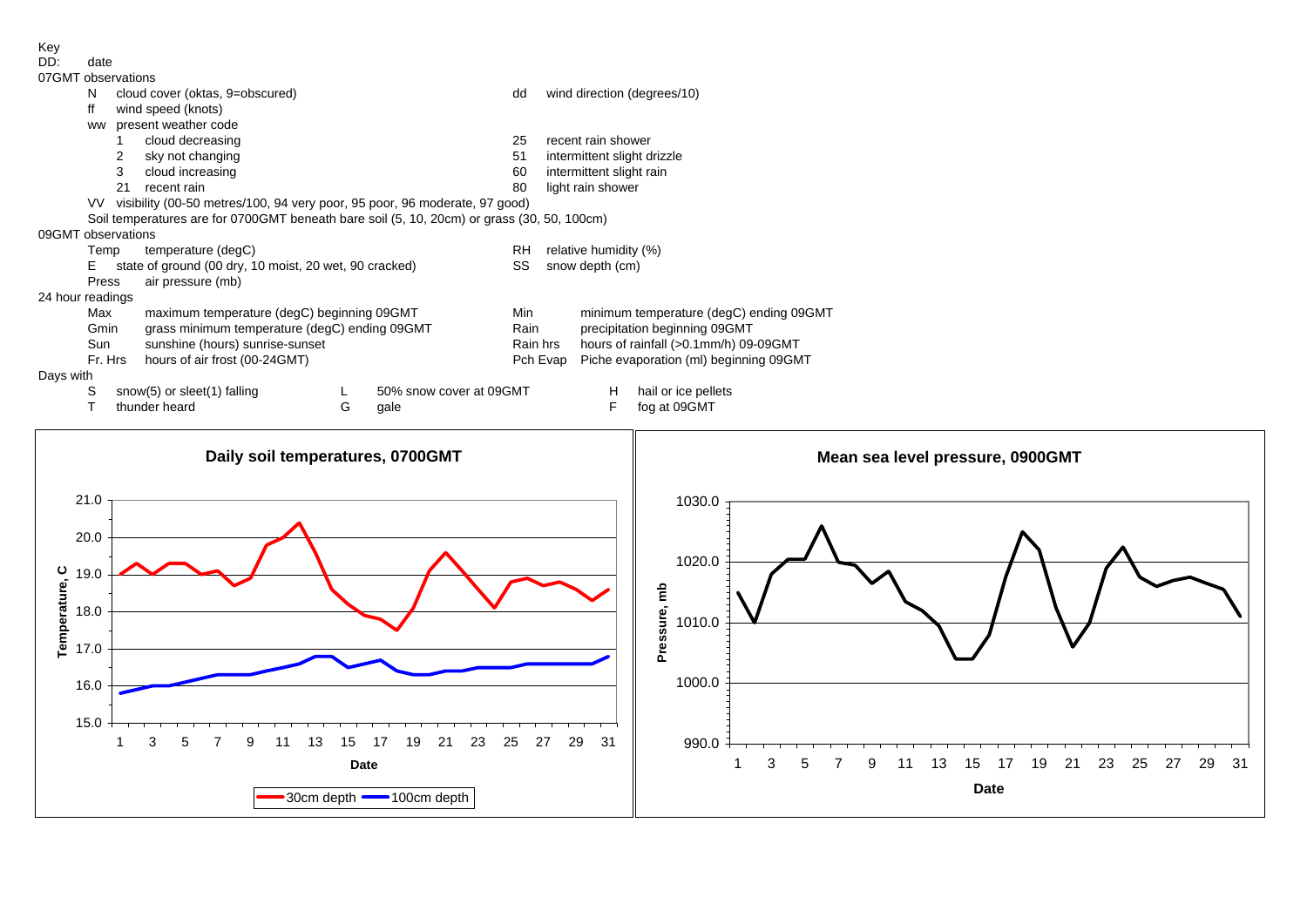Key

DD: date

07GMT observations

| Code | Description | Code | Description |
|---|---|---|---|
| N | cloud cover (oktas, 9=obscured) | dd | wind direction (degrees/10) |
| ff | wind speed (knots) | | |
| ww | present weather code | | |
| 1 | cloud decreasing | 25 | recent rain shower |
| 2 | sky not changing | 51 | intermittent slight drizzle |
| 3 | cloud increasing | 60 | intermittent slight rain |
| 21 | recent rain | 80 | light rain shower |

VV visibility (00-50 metres/100, 94 very poor, 95 poor, 96 moderate, 97 good)

Soil temperatures are for 0700GMT beneath bare soil (5, 10, 20cm) or grass (30, 50, 100cm)

09GMT observations

| Code | Description | Code | Description |
|---|---|---|---|
| Temp | temperature (degC) | RH | relative humidity (%) |
| E | state of ground (00 dry, 10 moist, 20 wet, 90 cracked) | SS | snow depth (cm) |
| Press | air pressure (mb) | | |

24 hour readings

| Code | Description | Code | Description |
|---|---|---|---|
| Max | maximum temperature (degC) beginning 09GMT | Min | minimum temperature (degC) ending 09GMT |
| Gmin | grass minimum temperature (degC) ending 09GMT | Rain | precipitation beginning 09GMT |
| Sun | sunshine (hours) sunrise-sunset | Rain hrs | hours of rainfall (>0.1mm/h) 09-09GMT |
| Fr. Hrs | hours of air frost (00-24GMT) | Pch Evap | Piche evaporation (ml) beginning 09GMT |

Days with

| Code | Description | Code | Description | Code | Description |
|---|---|---|---|---|---|
| S | snow(5) or sleet(1) falling | L | 50% snow cover at 09GMT | H | hail or ice pellets |
| T | thunder heard | G | gale | F | fog at 09GMT |

**Daily soil temperatures, 0700GMT**

**Mean sea level pressure, 0900GMT**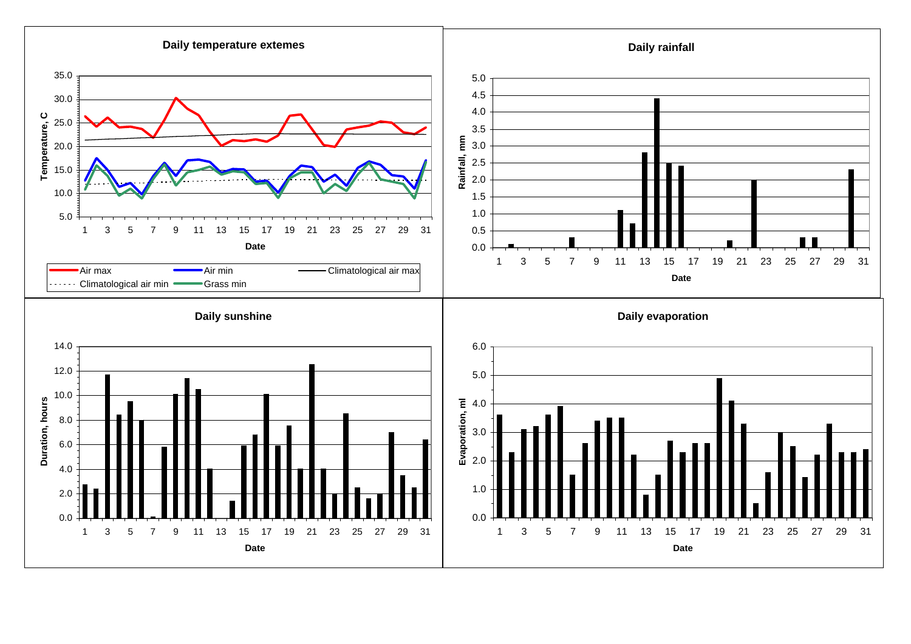**Daily temperature extemes**

Temperature, C

35.0
30.0
25.0
20.0
15.0
10.0
5.0

1 3 5 7 9 11 13 15 17 19 21 23 25 27 29 31

Date

Air max
Air min
Climatological air max
Climatological air min
Grass min

**Daily rainfall**

Rainfall, mm

5.0
4.5
4.0
3.5
3.0
2.5
2.0
1.5
1.0
0.5
0.0

1 3 5 7 9 11 13 15 17 19 21 23 25 27 29 31

Date

**Daily sunshine**

Duration, hours

14.0
12.0
10.0
8.0
6.0
4.0
2.0
0.0

1 3 5 7 9 11 13 15 17 19 21 23 25 27 29 31

Date

**Daily evaporation**

Evaporation, ml

6.0
5.0
4.0
3.0
2.0
1.0
0.0

1 3 5 7 9 11 13 15 17 19 21 23 25 27 29 31

Date